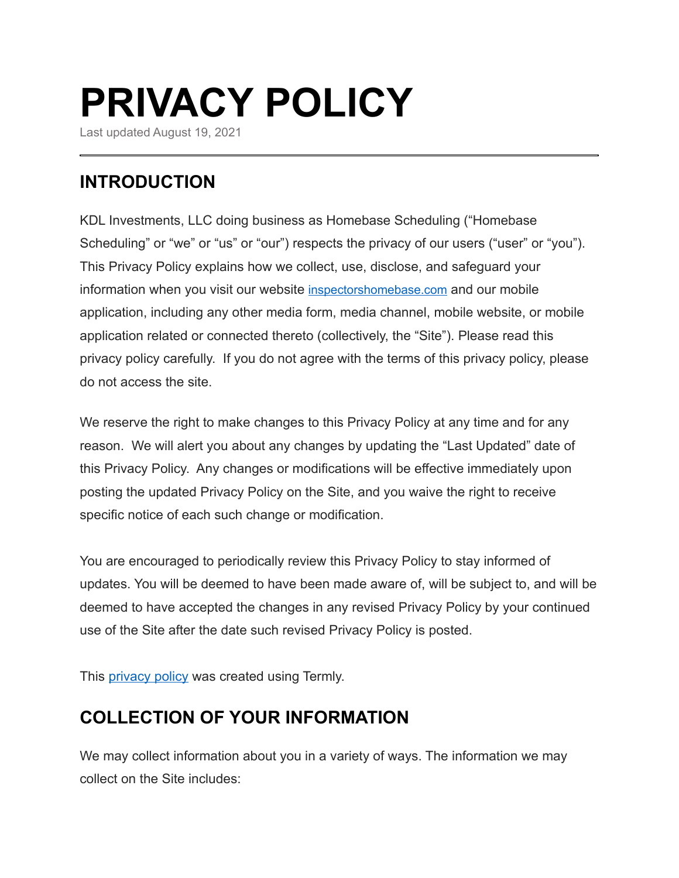# PRIVACY POLICY

Last updated August 19, 2021

---

## INTRODUCTION

KDL Investments, LLC doing business as Homebase Scheduling ("Homebase Scheduling" or "we" or "us" or "our") respects the privacy of our users ("user" or "you"). This Privacy Policy explains how we collect, use, disclose, and safeguard your information when you visit our website [inspectorshomebase.com](inspectorshomebase.com) and our mobile application, including any other media form, media channel, mobile website, or mobile application related or connected thereto (collectively, the "Site"). Please read this privacy policy carefully. If you do not agree with the terms of this privacy policy, please do not access the site.

We reserve the right to make changes to this Privacy Policy at any time and for any reason. We will alert you about any changes by updating the "Last Updated" date of this Privacy Policy. Any changes or modifications will be effective immediately upon posting the updated Privacy Policy on the Site, and you waive the right to receive specific notice of each such change or modification.

You are encouraged to periodically review this Privacy Policy to stay informed of updates. You will be deemed to have been made aware of, will be subject to, and will be deemed to have accepted the changes in any revised Privacy Policy by your continued use of the Site after the date such revised Privacy Policy is posted.

This privacy policy was created using Termly.

## COLLECTION OF YOUR INFORMATION

We may collect information about you in a variety of ways. The information we may collect on the Site includes: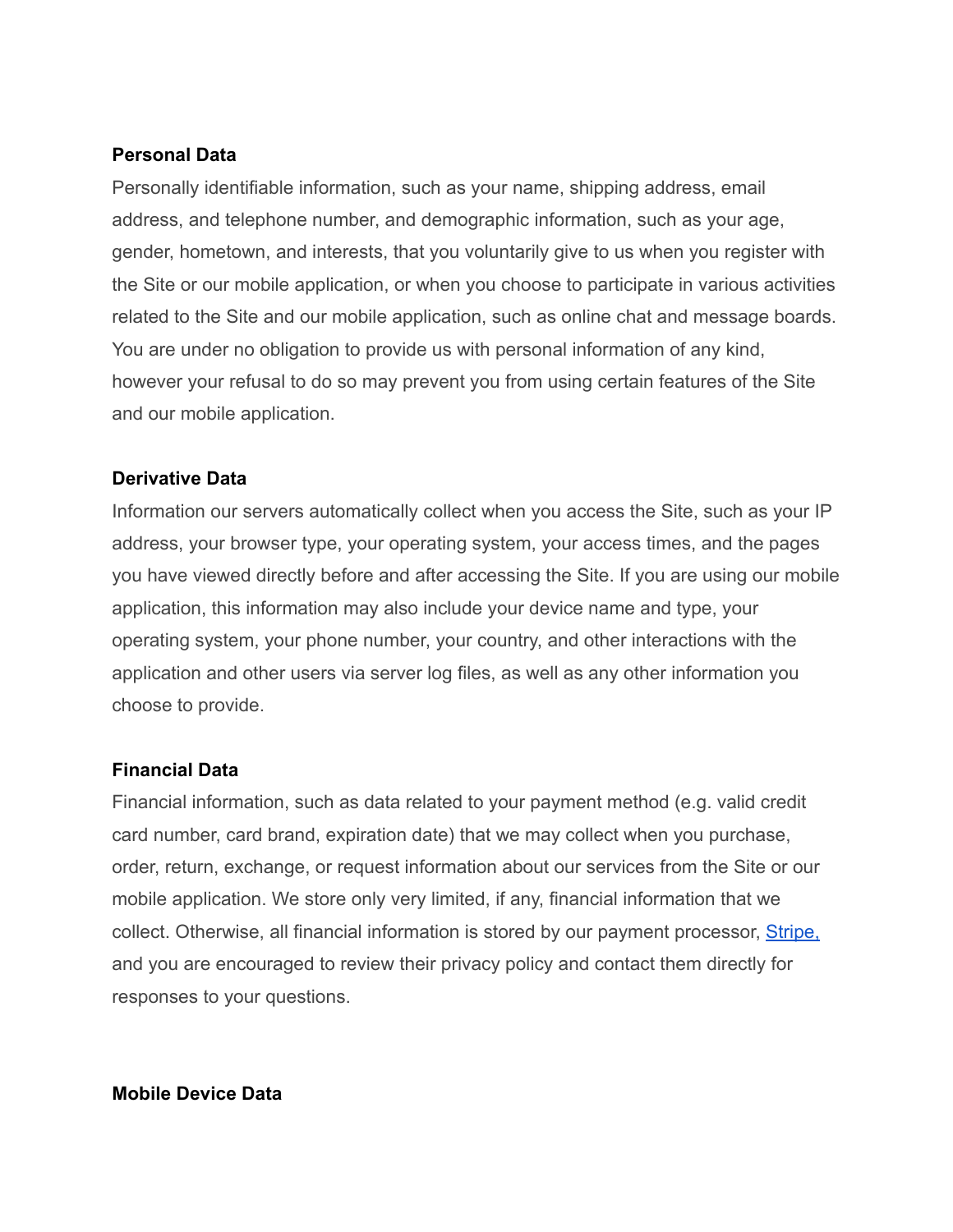**Personal Data**

Personally identifiable information, such as your name, shipping address, email address, and telephone number, and demographic information, such as your age, gender, hometown, and interests, that you voluntarily give to us when you register with the Site or our mobile application, or when you choose to participate in various activities related to the Site and our mobile application, such as online chat and message boards. You are under no obligation to provide us with personal information of any kind, however your refusal to do so may prevent you from using certain features of the Site and our mobile application.

**Derivative Data**

Information our servers automatically collect when you access the Site, such as your IP address, your browser type, your operating system, your access times, and the pages you have viewed directly before and after accessing the Site. If you are using our mobile application, this information may also include your device name and type, your operating system, your phone number, your country, and other interactions with the application and other users via server log files, as well as any other information you choose to provide.

**Financial Data**

Financial information, such as data related to your payment method (e.g. valid credit card number, card brand, expiration date) that we may collect when you purchase, order, return, exchange, or request information about our services from the Site or our mobile application. We store only very limited, if any, financial information that we collect. Otherwise, all financial information is stored by our payment processor, Stripe, and you are encouraged to review their privacy policy and contact them directly for responses to your questions.

**Mobile Device Data**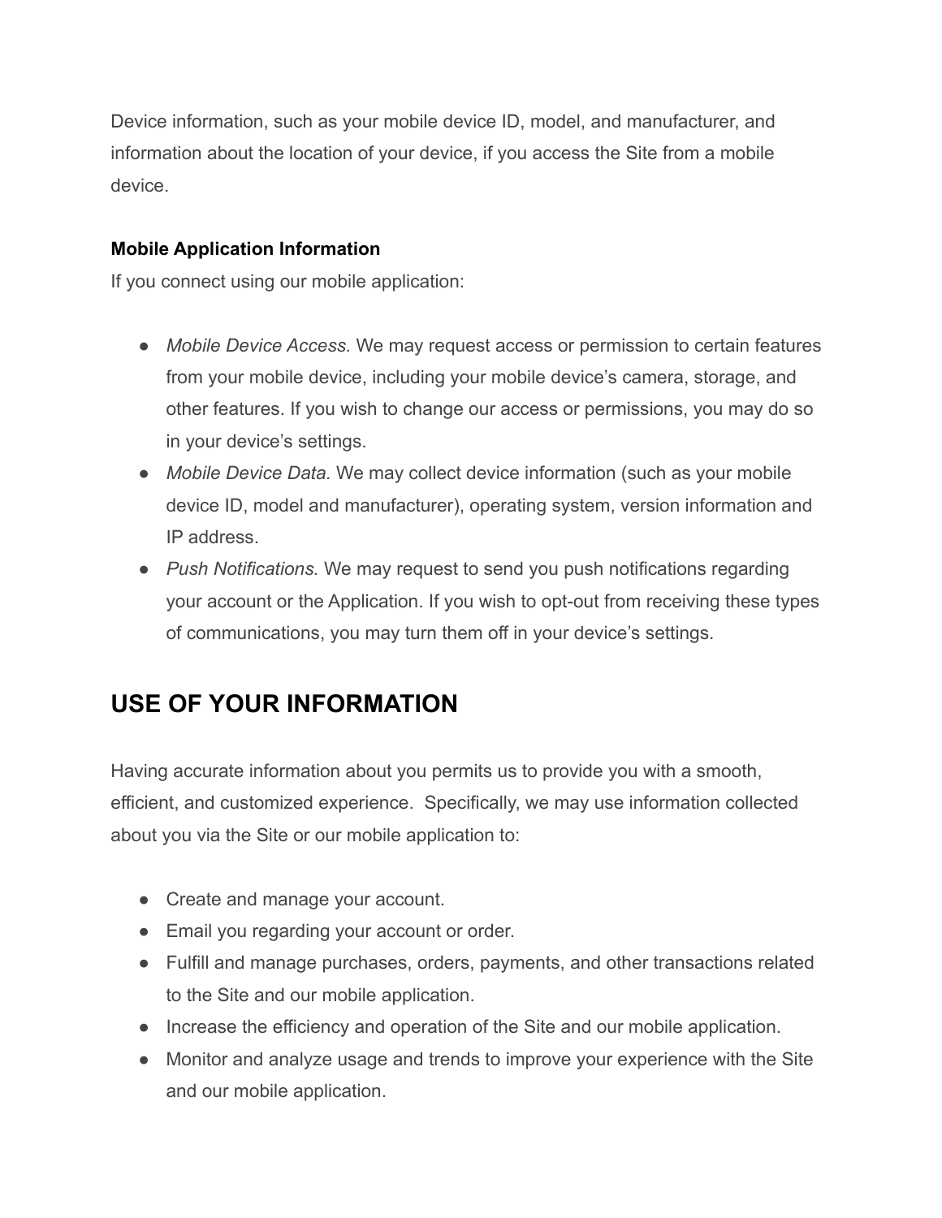Device information, such as your mobile device ID, model, and manufacturer, and information about the location of your device, if you access the Site from a mobile device.

**Mobile Application Information**

If you connect using our mobile application:

- *Mobile Device Access.* We may request access or permission to certain features from your mobile device, including your mobile device's camera, storage, and other features. If you wish to change our access or permissions, you may do so in your device's settings.
- *Mobile Device Data.* We may collect device information (such as your mobile device ID, model and manufacturer), operating system, version information and IP address.
- *Push Notifications.* We may request to send you push notifications regarding your account or the Application. If you wish to opt-out from receiving these types of communications, you may turn them off in your device's settings.

## USE OF YOUR INFORMATION

Having accurate information about you permits us to provide you with a smooth, efficient, and customized experience. Specifically, we may use information collected about you via the Site or our mobile application to:

- Create and manage your account.
- Email you regarding your account or order.
- Fulfill and manage purchases, orders, payments, and other transactions related to the Site and our mobile application.
- Increase the efficiency and operation of the Site and our mobile application.
- Monitor and analyze usage and trends to improve your experience with the Site and our mobile application.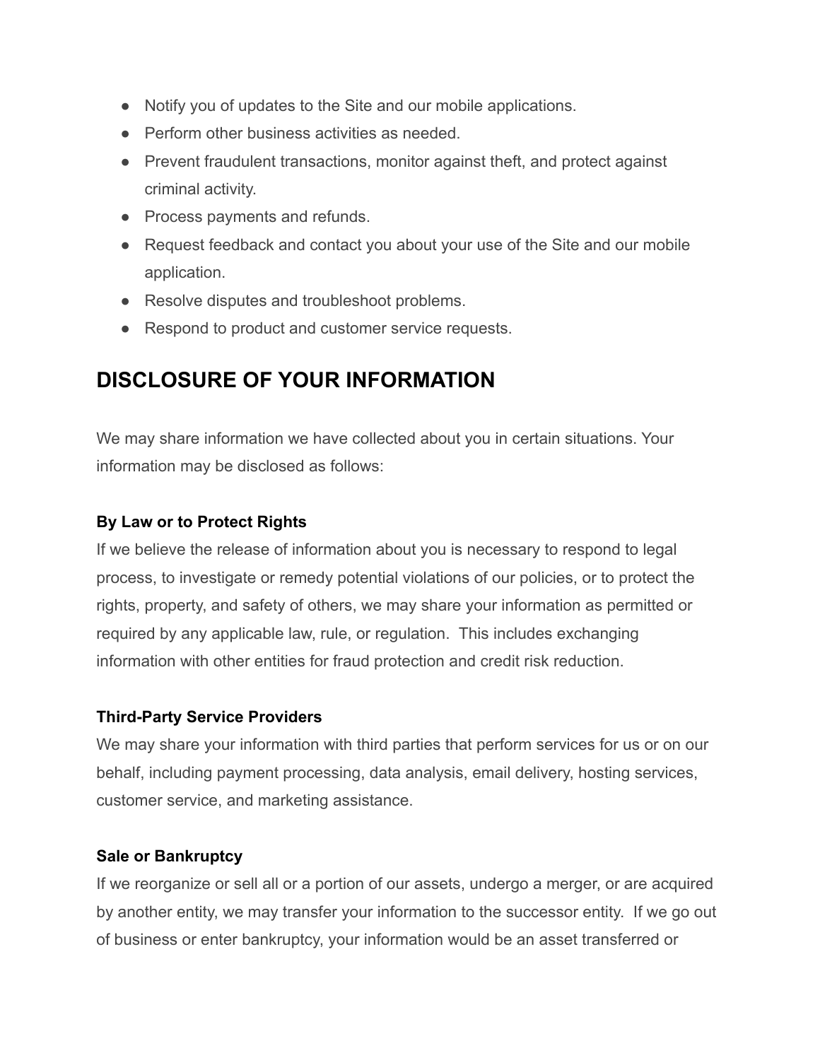- Notify you of updates to the Site and our mobile applications.
- Perform other business activities as needed.
- Prevent fraudulent transactions, monitor against theft, and protect against criminal activity.
- Process payments and refunds.
- Request feedback and contact you about your use of the Site and our mobile application.
- Resolve disputes and troubleshoot problems.
- Respond to product and customer service requests.

## DISCLOSURE OF YOUR INFORMATION

We may share information we have collected about you in certain situations. Your information may be disclosed as follows:

**By Law or to Protect Rights**

If we believe the release of information about you is necessary to respond to legal process, to investigate or remedy potential violations of our policies, or to protect the rights, property, and safety of others, we may share your information as permitted or required by any applicable law, rule, or regulation. This includes exchanging information with other entities for fraud protection and credit risk reduction.

**Third-Party Service Providers**

We may share your information with third parties that perform services for us or on our behalf, including payment processing, data analysis, email delivery, hosting services, customer service, and marketing assistance.

**Sale or Bankruptcy**

If we reorganize or sell all or a portion of our assets, undergo a merger, or are acquired by another entity, we may transfer your information to the successor entity. If we go out of business or enter bankruptcy, your information would be an asset transferred or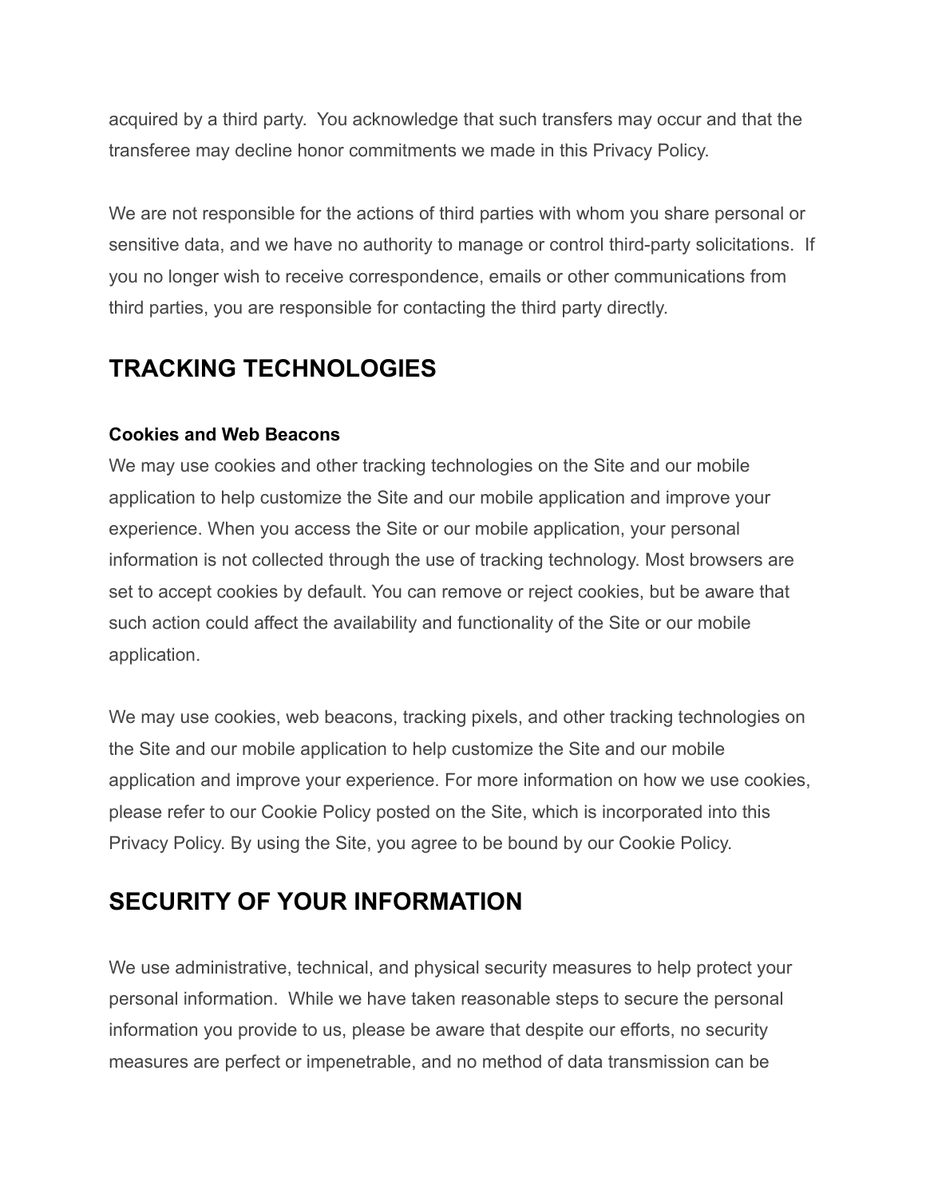acquired by a third party. You acknowledge that such transfers may occur and that the transferee may decline honor commitments we made in this Privacy Policy.

We are not responsible for the actions of third parties with whom you share personal or sensitive data, and we have no authority to manage or control third-party solicitations. If you no longer wish to receive correspondence, emails or other communications from third parties, you are responsible for contacting the third party directly.

## TRACKING TECHNOLOGIES

**Cookies and Web Beacons**
We may use cookies and other tracking technologies on the Site and our mobile application to help customize the Site and our mobile application and improve your experience. When you access the Site or our mobile application, your personal information is not collected through the use of tracking technology. Most browsers are set to accept cookies by default. You can remove or reject cookies, but be aware that such action could affect the availability and functionality of the Site or our mobile application.

We may use cookies, web beacons, tracking pixels, and other tracking technologies on the Site and our mobile application to help customize the Site and our mobile application and improve your experience. For more information on how we use cookies, please refer to our Cookie Policy posted on the Site, which is incorporated into this Privacy Policy. By using the Site, you agree to be bound by our Cookie Policy.

## SECURITY OF YOUR INFORMATION

We use administrative, technical, and physical security measures to help protect your personal information. While we have taken reasonable steps to secure the personal information you provide to us, please be aware that despite our efforts, no security measures are perfect or impenetrable, and no method of data transmission can be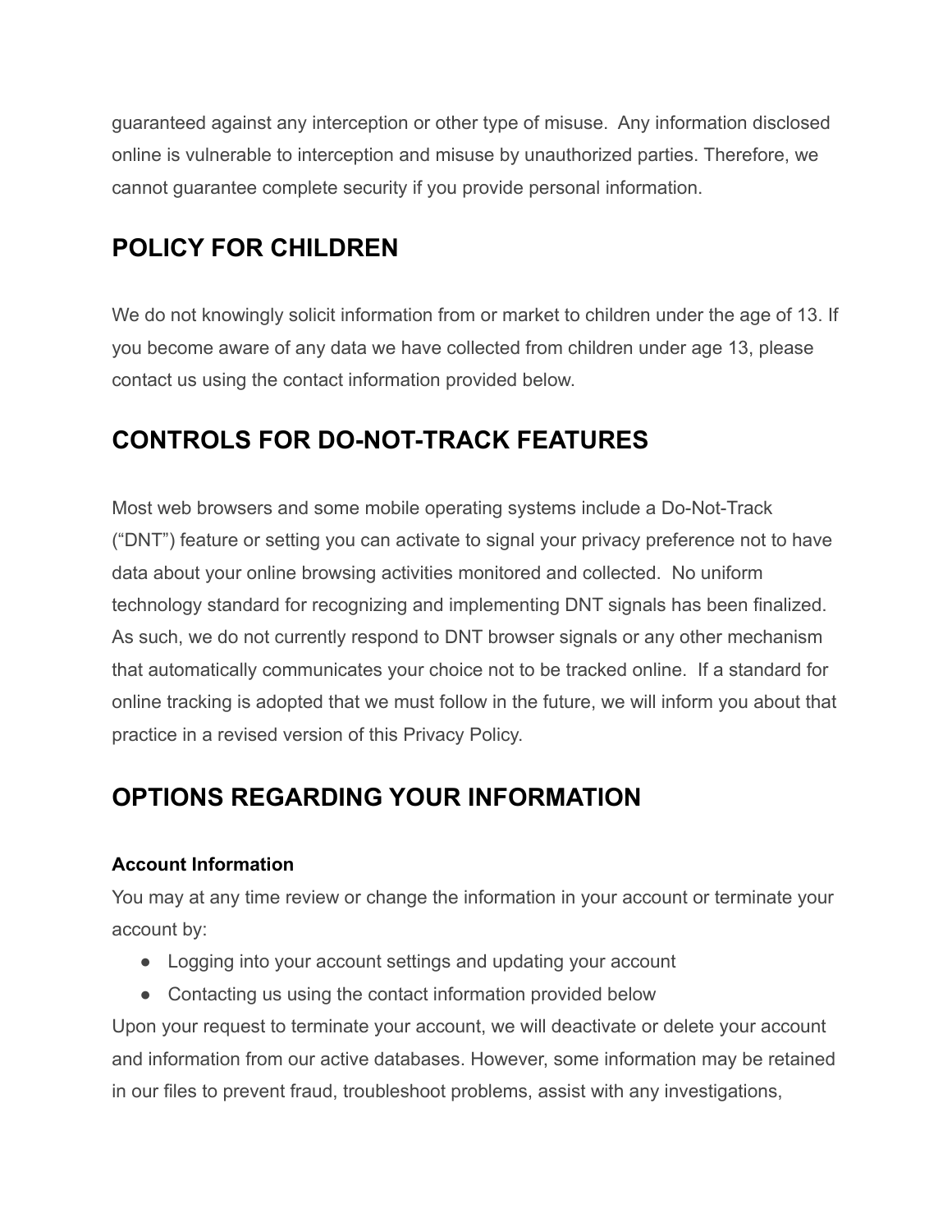guaranteed against any interception or other type of misuse. Any information disclosed online is vulnerable to interception and misuse by unauthorized parties. Therefore, we cannot guarantee complete security if you provide personal information.

## POLICY FOR CHILDREN

We do not knowingly solicit information from or market to children under the age of 13. If you become aware of any data we have collected from children under age 13, please contact us using the contact information provided below.

## CONTROLS FOR DO-NOT-TRACK FEATURES

Most web browsers and some mobile operating systems include a Do-Not-Track ("DNT") feature or setting you can activate to signal your privacy preference not to have data about your online browsing activities monitored and collected. No uniform technology standard for recognizing and implementing DNT signals has been finalized. As such, we do not currently respond to DNT browser signals or any other mechanism that automatically communicates your choice not to be tracked online. If a standard for online tracking is adopted that we must follow in the future, we will inform you about that practice in a revised version of this Privacy Policy.

## OPTIONS REGARDING YOUR INFORMATION

**Account Information**

You may at any time review or change the information in your account or terminate your account by:

- Logging into your account settings and updating your account
- Contacting us using the contact information provided below

Upon your request to terminate your account, we will deactivate or delete your account and information from our active databases. However, some information may be retained in our files to prevent fraud, troubleshoot problems, assist with any investigations,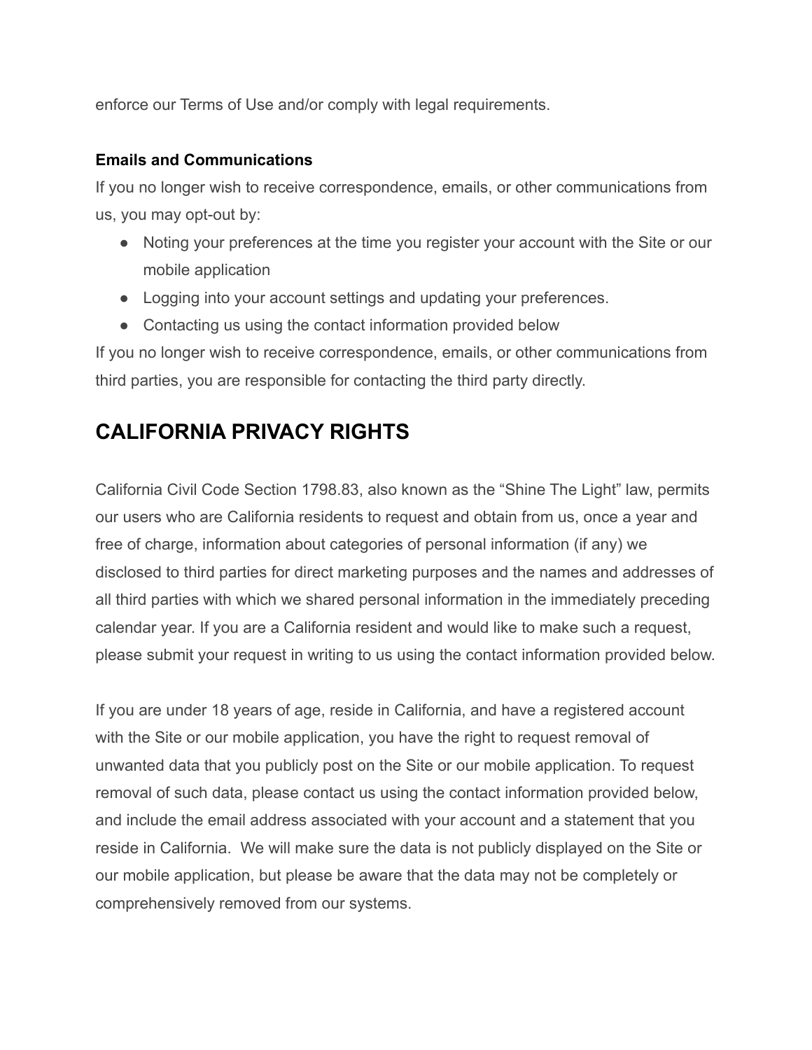enforce our Terms of Use and/or comply with legal requirements.

**Emails and Communications**

If you no longer wish to receive correspondence, emails, or other communications from us, you may opt-out by:

- Noting your preferences at the time you register your account with the Site or our mobile application
- Logging into your account settings and updating your preferences.
- Contacting us using the contact information provided below

If you no longer wish to receive correspondence, emails, or other communications from third parties, you are responsible for contacting the third party directly.

# CALIFORNIA PRIVACY RIGHTS

California Civil Code Section 1798.83, also known as the "Shine The Light" law, permits our users who are California residents to request and obtain from us, once a year and free of charge, information about categories of personal information (if any) we disclosed to third parties for direct marketing purposes and the names and addresses of all third parties with which we shared personal information in the immediately preceding calendar year. If you are a California resident and would like to make such a request, please submit your request in writing to us using the contact information provided below.

If you are under 18 years of age, reside in California, and have a registered account with the Site or our mobile application, you have the right to request removal of unwanted data that you publicly post on the Site or our mobile application. To request removal of such data, please contact us using the contact information provided below, and include the email address associated with your account and a statement that you reside in California. We will make sure the data is not publicly displayed on the Site or our mobile application, but please be aware that the data may not be completely or comprehensively removed from our systems.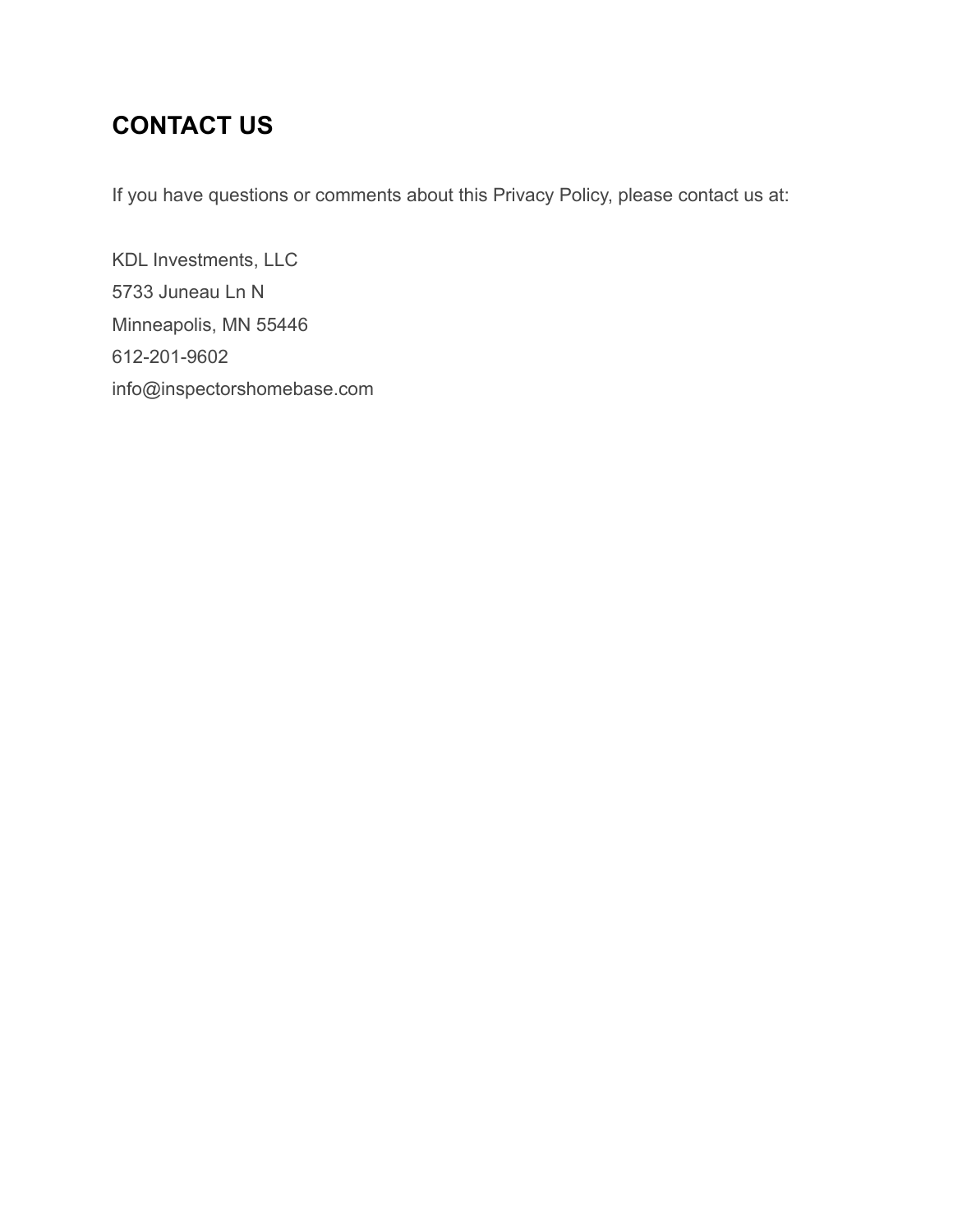## CONTACT US

If you have questions or comments about this Privacy Policy, please contact us at:

KDL Investments, LLC
5733 Juneau Ln N
Minneapolis, MN 55446
612-201-9602
info@inspectorshomebase.com